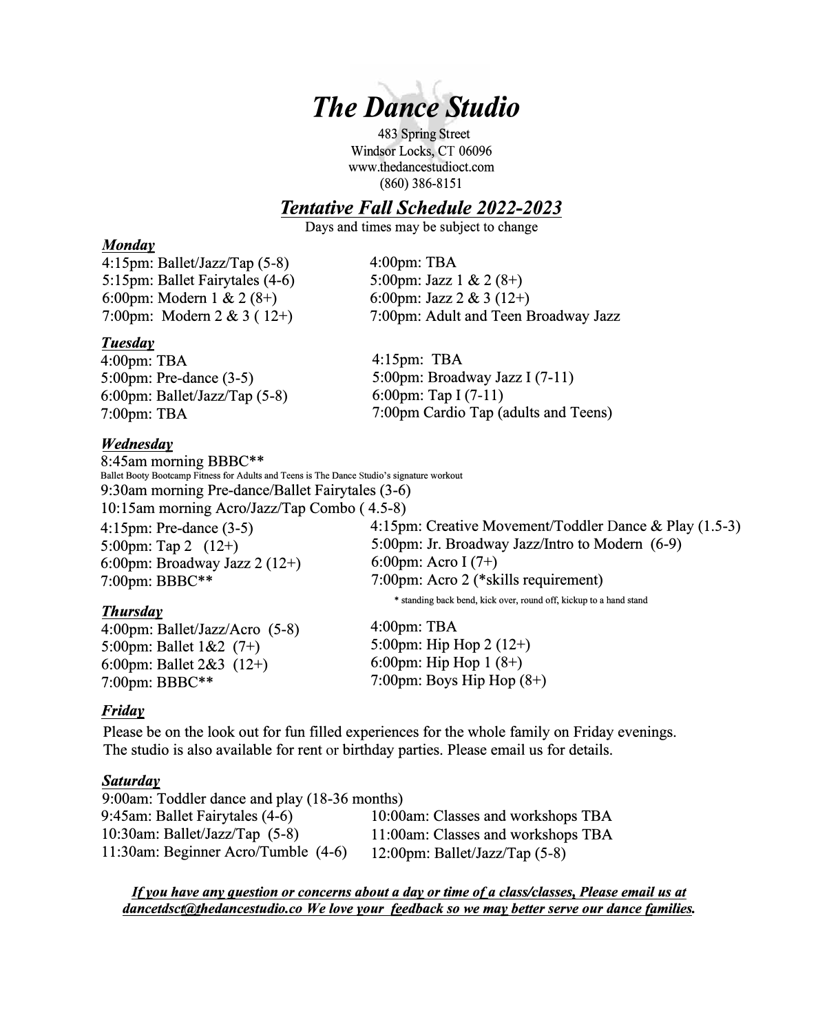# *The Dance Studio*

483 Spring Street
Windsor Locks, CT 06096
www.thedancestudioct.com
(860) 386-8151

## ***Tentative Fall Schedule 2022-2023***

Days and times may be subject to change

### ***Monday***

4:15pm: Ballet/Jazz/Tap (5-8)
5:15pm: Ballet Fairytales (4-6)
6:00pm: Modern 1 & 2 (8+)
7:00pm: Modern 2 & 3 ( 12+)

4:00pm: TBA
5:00pm: Jazz 1 & 2 (8+)
6:00pm: Jazz 2 & 3 (12+)
7:00pm: Adult and Teen Broadway Jazz

### ***Tuesday***

4:00pm: TBA
5:00pm: Pre-dance (3-5)
6:00pm: Ballet/Jazz/Tap (5-8)
7:00pm: TBA

4:15pm: TBA
5:00pm: Broadway Jazz I (7-11)
6:00pm: Tap I (7-11)
7:00pm Cardio Tap (adults and Teens)

### ***Wednesday***

8:45am morning BBBC**
Ballet Booty Bootcamp Fitness for Adults and Teens is The Dance Studio's signature workout
9:30am morning Pre-dance/Ballet Fairytales (3-6)
10:15am morning Acro/Jazz/Tap Combo ( 4.5-8)

4:15pm: Pre-dance (3-5)
5:00pm: Tap 2 (12+)
6:00pm: Broadway Jazz 2 (12+)
7:00pm: BBBC**

4:15pm: Creative Movement/Toddler Dance & Play (1.5-3)
5:00pm: Jr. Broadway Jazz/Intro to Modern (6-9)
6:00pm: Acro I (7+)
7:00pm: Acro 2 (*skills requirement)
\* standing back bend, kick over, round off, kickup to a hand stand

### ***Thursday***

4:00pm: Ballet/Jazz/Acro (5-8)
5:00pm: Ballet 1&2 (7+)
6:00pm: Ballet 2&3 (12+)
7:00pm: BBBC**

4:00pm: TBA
5:00pm: Hip Hop 2 (12+)
6:00pm: Hip Hop 1 (8+)
7:00pm: Boys Hip Hop (8+)

### ***Friday***

Please be on the look out for fun filled experiences for the whole family on Friday evenings. The studio is also available for rent or birthday parties. Please email us for details.

### ***Saturday***

9:00am: Toddler dance and play (18-36 months)
9:45am: Ballet Fairytales (4-6)
10:30am: Ballet/Jazz/Tap (5-8)
11:30am: Beginner Acro/Tumble (4-6)

10:00am: Classes and workshops TBA
11:00am: Classes and workshops TBA
12:00pm: Ballet/Jazz/Tap (5-8)

***If you have any question or concerns about a day or time of a class/classes, Please email us at dancetdsct@thedancestudio.co We love your feedback so we may better serve our dance families.***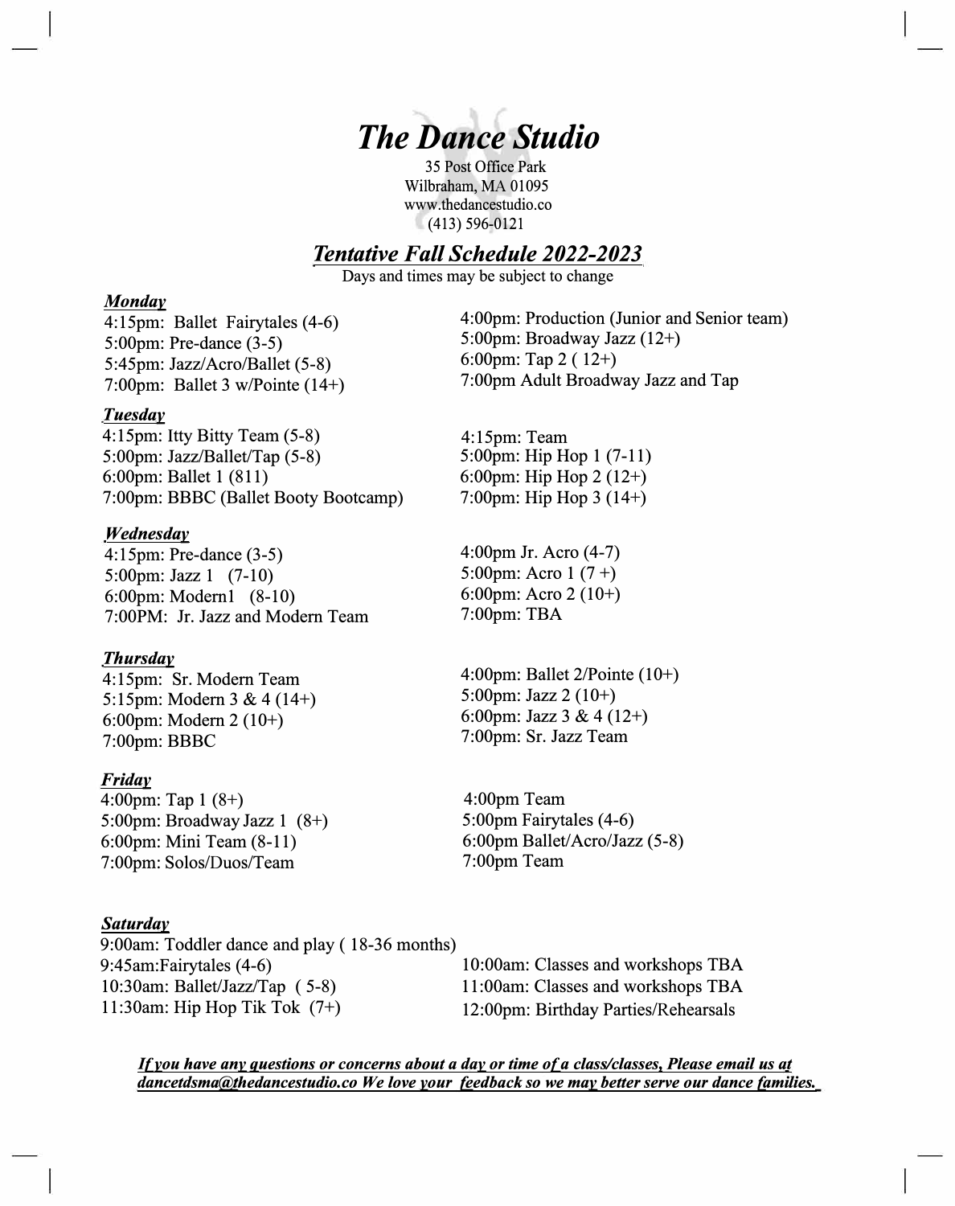# *The Dance Studio*

35 Post Office Park
Wilbraham, MA 01095
www.thedancestudio.co
(413) 596-0121

## ***Tentative Fall Schedule 2022-2023***

Days and times may be subject to change

### ***Monday***

4:15pm: Ballet Fairytales (4-6)
5:00pm: Pre-dance (3-5)
5:45pm: Jazz/Acro/Ballet (5-8)
7:00pm: Ballet 3 w/Pointe (14+)

4:00pm: Production (Junior and Senior team)
5:00pm: Broadway Jazz (12+)
6:00pm: Tap 2 ( 12+)
7:00pm Adult Broadway Jazz and Tap

### ***Tuesday***

4:15pm: Itty Bitty Team (5-8)
5:00pm: Jazz/Ballet/Tap (5-8)
6:00pm: Ballet 1 (811)
7:00pm: BBBC (Ballet Booty Bootcamp)

4:15pm: Team
5:00pm: Hip Hop 1 (7-11)
6:00pm: Hip Hop 2 (12+)
7:00pm: Hip Hop 3 (14+)

### ***Wednesday***

4:15pm: Pre-dance (3-5)
5:00pm: Jazz 1 (7-10)
6:00pm: Modern1 (8-10)
7:00PM: Jr. Jazz and Modern Team

4:00pm Jr. Acro (4-7)
5:00pm: Acro 1 (7 +)
6:00pm: Acro 2 (10+)
7:00pm: TBA

### ***Thursday***

4:15pm: Sr. Modern Team
5:15pm: Modern 3 & 4 (14+)
6:00pm: Modern 2 (10+)
7:00pm: BBBC

4:00pm: Ballet 2/Pointe (10+)
5:00pm: Jazz 2 (10+)
6:00pm: Jazz 3 & 4 (12+)
7:00pm: Sr. Jazz Team

### ***Friday***

4:00pm: Tap 1 (8+)
5:00pm: Broadway Jazz 1 (8+)
6:00pm: Mini Team (8-11)
7:00pm: Solos/Duos/Team

4:00pm Team
5:00pm Fairytales (4-6)
6:00pm Ballet/Acro/Jazz (5-8)
7:00pm Team

### ***Saturday***

9:00am: Toddler dance and play ( 18-36 months)
9:45am:Fairytales (4-6)
10:30am: Ballet/Jazz/Tap ( 5-8)
11:30am: Hip Hop Tik Tok (7+)

10:00am: Classes and workshops TBA
11:00am: Classes and workshops TBA
12:00pm: Birthday Parties/Rehearsals

***If you have any questions or concerns about a day or time of a class/classes, Please email us at dancetdsma@thedancestudio.co We love your feedback so we may better serve our dance families.***